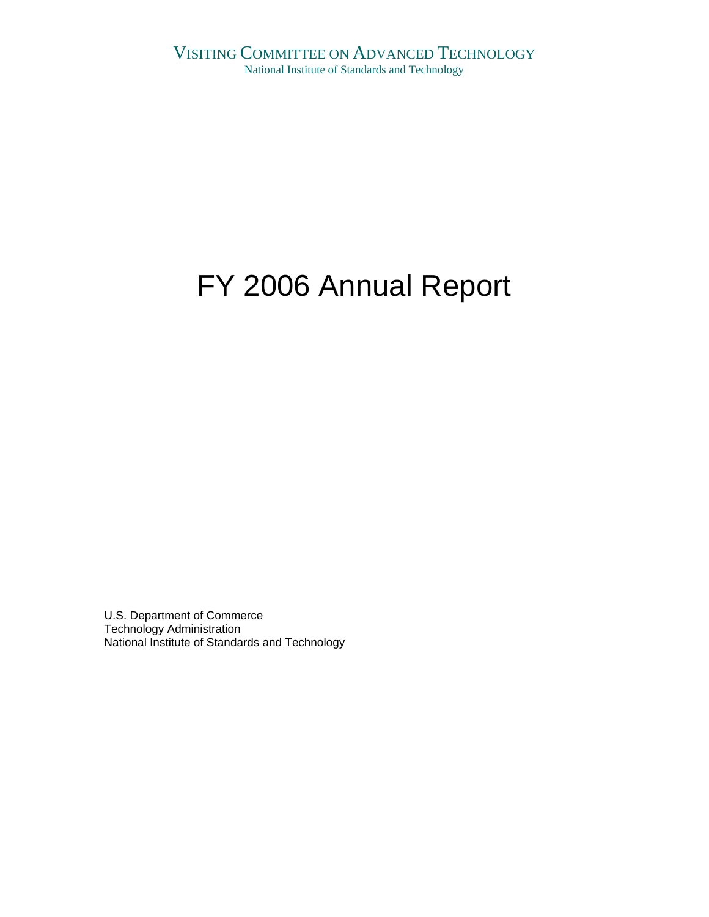VISITING COMMITTEE ON ADVANCED TECHNOLOGY

National Institute of Standards and Technology

# FY 2006 Annual Report

U.S. Department of Commerce
Technology Administration
National Institute of Standards and Technology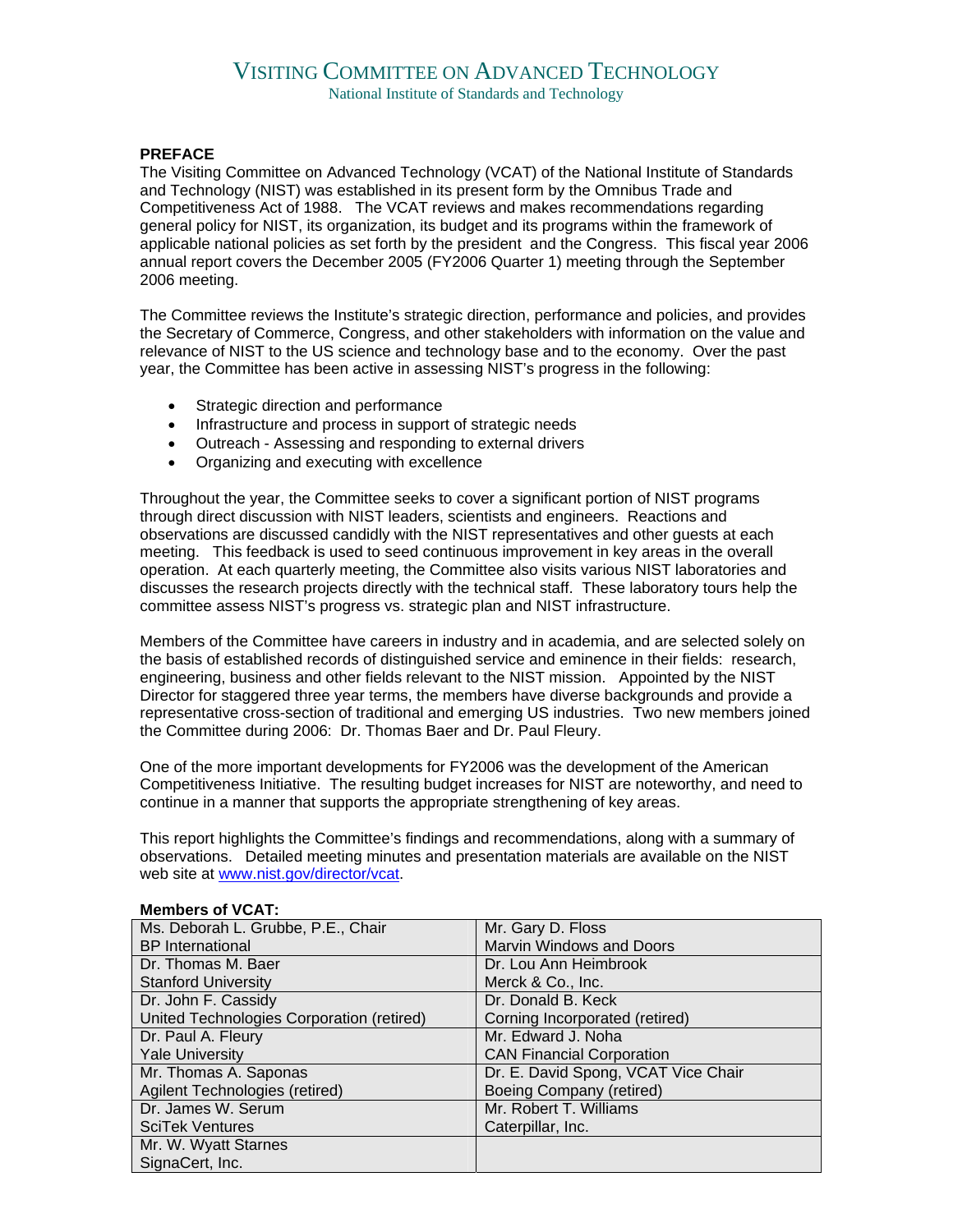# VISITING COMMITTEE ON ADVANCED TECHNOLOGY

National Institute of Standards and Technology

**PREFACE**

The Visiting Committee on Advanced Technology (VCAT) of the National Institute of Standards and Technology (NIST) was established in its present form by the Omnibus Trade and Competitiveness Act of 1988. The VCAT reviews and makes recommendations regarding general policy for NIST, its organization, its budget and its programs within the framework of applicable national policies as set forth by the president and the Congress. This fiscal year 2006 annual report covers the December 2005 (FY2006 Quarter 1) meeting through the September 2006 meeting.

The Committee reviews the Institute's strategic direction, performance and policies, and provides the Secretary of Commerce, Congress, and other stakeholders with information on the value and relevance of NIST to the US science and technology base and to the economy. Over the past year, the Committee has been active in assessing NIST's progress in the following:

- Strategic direction and performance
- Infrastructure and process in support of strategic needs
- Outreach - Assessing and responding to external drivers
- Organizing and executing with excellence

Throughout the year, the Committee seeks to cover a significant portion of NIST programs through direct discussion with NIST leaders, scientists and engineers. Reactions and observations are discussed candidly with the NIST representatives and other guests at each meeting. This feedback is used to seed continuous improvement in key areas in the overall operation. At each quarterly meeting, the Committee also visits various NIST laboratories and discusses the research projects directly with the technical staff. These laboratory tours help the committee assess NIST's progress vs. strategic plan and NIST infrastructure.

Members of the Committee have careers in industry and in academia, and are selected solely on the basis of established records of distinguished service and eminence in their fields: research, engineering, business and other fields relevant to the NIST mission. Appointed by the NIST Director for staggered three year terms, the members have diverse backgrounds and provide a representative cross-section of traditional and emerging US industries. Two new members joined the Committee during 2006: Dr. Thomas Baer and Dr. Paul Fleury.

One of the more important developments for FY2006 was the development of the American Competitiveness Initiative. The resulting budget increases for NIST are noteworthy, and need to continue in a manner that supports the appropriate strengthening of key areas.

This report highlights the Committee's findings and recommendations, along with a summary of observations. Detailed meeting minutes and presentation materials are available on the NIST web site at www.nist.gov/director/vcat.

**Members of VCAT:**

| | |
|---|---|
| Ms. Deborah L. Grubbe, P.E., Chair<br>BP International | Mr. Gary D. Floss<br>Marvin Windows and Doors |
| Dr. Thomas M. Baer<br>Stanford University | Dr. Lou Ann Heimbrook<br>Merck & Co., Inc. |
| Dr. John F. Cassidy<br>United Technologies Corporation (retired) | Dr. Donald B. Keck<br>Corning Incorporated (retired) |
| Dr. Paul A. Fleury<br>Yale University | Mr. Edward J. Noha<br>CAN Financial Corporation |
| Mr. Thomas A. Saponas<br>Agilent Technologies (retired) | Dr. E. David Spong, VCAT Vice Chair<br>Boeing Company (retired) |
| Dr. James W. Serum<br>SciTek Ventures | Mr. Robert T. Williams<br>Caterpillar, Inc. |
| Mr. W. Wyatt Starnes<br>SignaCert, Inc. | |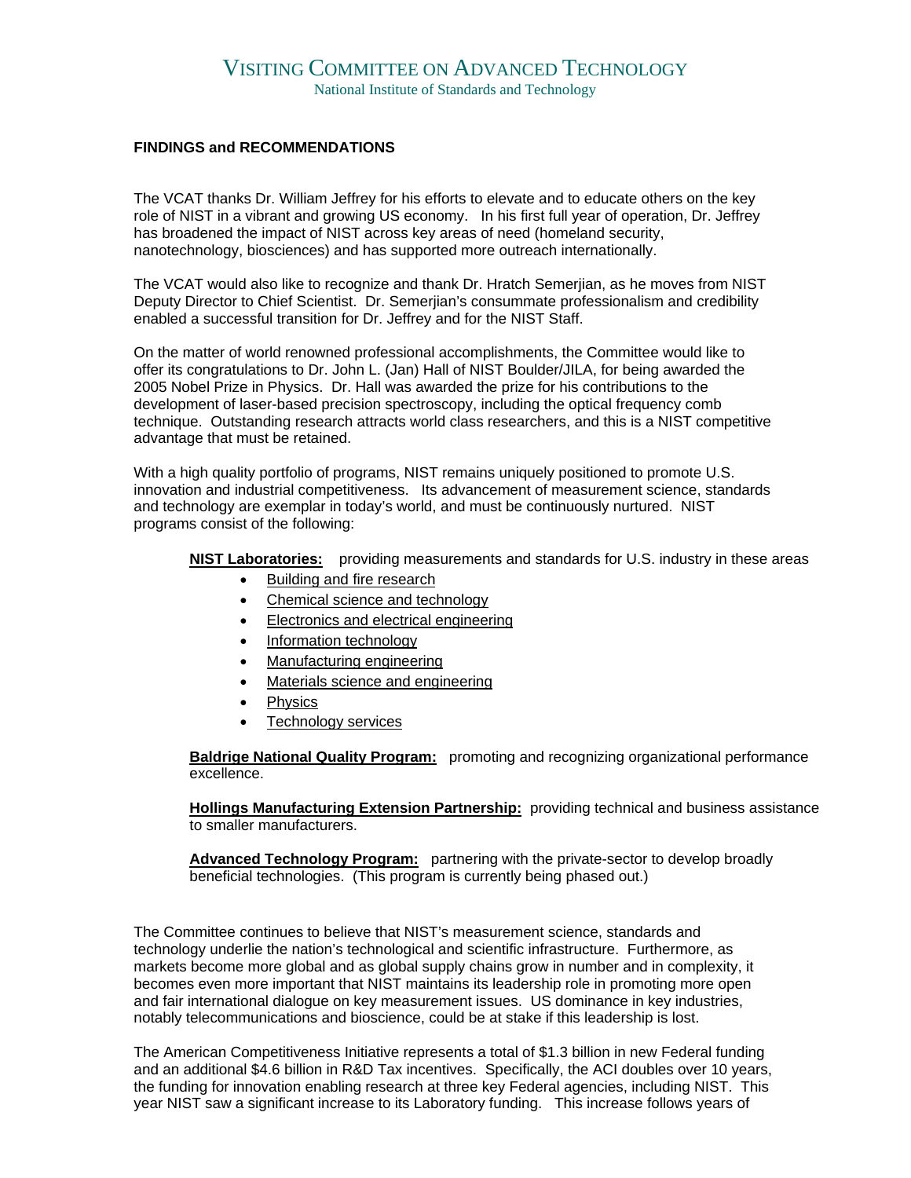# VISITING COMMITTEE ON ADVANCED TECHNOLOGY

National Institute of Standards and Technology

**FINDINGS and RECOMMENDATIONS**

The VCAT thanks Dr. William Jeffrey for his efforts to elevate and to educate others on the key role of NIST in a vibrant and growing US economy. In his first full year of operation, Dr. Jeffrey has broadened the impact of NIST across key areas of need (homeland security, nanotechnology, biosciences) and has supported more outreach internationally.

The VCAT would also like to recognize and thank Dr. Hratch Semerjian, as he moves from NIST Deputy Director to Chief Scientist. Dr. Semerjian's consummate professionalism and credibility enabled a successful transition for Dr. Jeffrey and for the NIST Staff.

On the matter of world renowned professional accomplishments, the Committee would like to offer its congratulations to Dr. John L. (Jan) Hall of NIST Boulder/JILA, for being awarded the 2005 Nobel Prize in Physics. Dr. Hall was awarded the prize for his contributions to the development of laser-based precision spectroscopy, including the optical frequency comb technique. Outstanding research attracts world class researchers, and this is a NIST competitive advantage that must be retained.

With a high quality portfolio of programs, NIST remains uniquely positioned to promote U.S. innovation and industrial competitiveness. Its advancement of measurement science, standards and technology are exemplar in today's world, and must be continuously nurtured. NIST programs consist of the following:

**NIST Laboratories:** providing measurements and standards for U.S. industry in these areas

- Building and fire research
- Chemical science and technology
- Electronics and electrical engineering
- Information technology
- Manufacturing engineering
- Materials science and engineering
- Physics
- Technology services

**Baldrige National Quality Program:** promoting and recognizing organizational performance excellence.

**Hollings Manufacturing Extension Partnership:** providing technical and business assistance to smaller manufacturers.

**Advanced Technology Program:** partnering with the private-sector to develop broadly beneficial technologies. (This program is currently being phased out.)

The Committee continues to believe that NIST's measurement science, standards and technology underlie the nation's technological and scientific infrastructure. Furthermore, as markets become more global and as global supply chains grow in number and in complexity, it becomes even more important that NIST maintains its leadership role in promoting more open and fair international dialogue on key measurement issues. US dominance in key industries, notably telecommunications and bioscience, could be at stake if this leadership is lost.

The American Competitiveness Initiative represents a total of $1.3 billion in new Federal funding and an additional $4.6 billion in R&D Tax incentives. Specifically, the ACI doubles over 10 years, the funding for innovation enabling research at three key Federal agencies, including NIST. This year NIST saw a significant increase to its Laboratory funding. This increase follows years of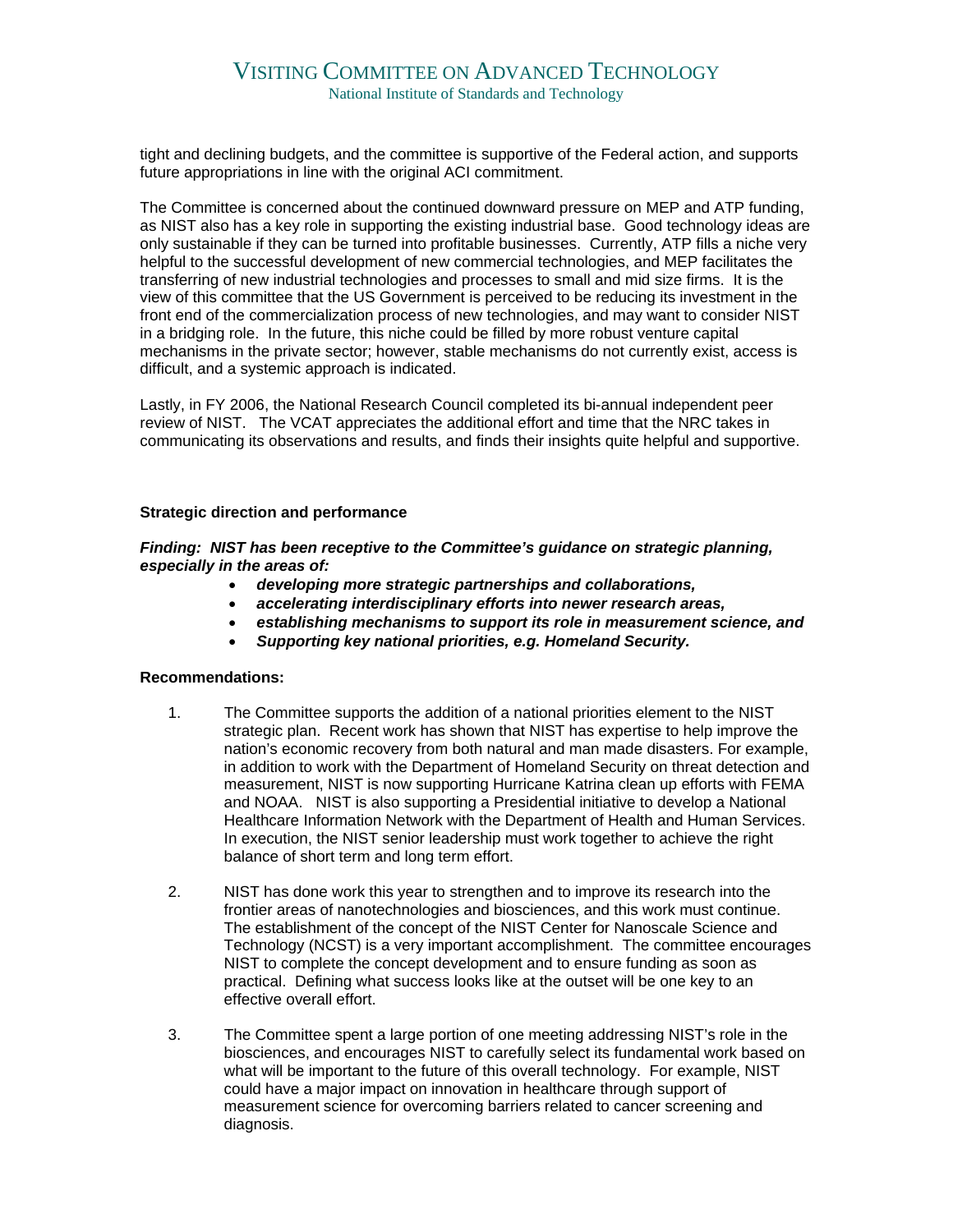tight and declining budgets, and the committee is supportive of the Federal action, and supports future appropriations in line with the original ACI commitment.

The Committee is concerned about the continued downward pressure on MEP and ATP funding, as NIST also has a key role in supporting the existing industrial base. Good technology ideas are only sustainable if they can be turned into profitable businesses. Currently, ATP fills a niche very helpful to the successful development of new commercial technologies, and MEP facilitates the transferring of new industrial technologies and processes to small and mid size firms. It is the view of this committee that the US Government is perceived to be reducing its investment in the front end of the commercialization process of new technologies, and may want to consider NIST in a bridging role. In the future, this niche could be filled by more robust venture capital mechanisms in the private sector; however, stable mechanisms do not currently exist, access is difficult, and a systemic approach is indicated.

Lastly, in FY 2006, the National Research Council completed its bi-annual independent peer review of NIST. The VCAT appreciates the additional effort and time that the NRC takes in communicating its observations and results, and finds their insights quite helpful and supportive.

**Strategic direction and performance**

***Finding: NIST has been receptive to the Committee's guidance on strategic planning, especially in the areas of:***

- ***developing more strategic partnerships and collaborations,***
- ***accelerating interdisciplinary efforts into newer research areas,***
- ***establishing mechanisms to support its role in measurement science, and***
- ***Supporting key national priorities, e.g. Homeland Security.***

**Recommendations:**

1. The Committee supports the addition of a national priorities element to the NIST strategic plan. Recent work has shown that NIST has expertise to help improve the nation's economic recovery from both natural and man made disasters. For example, in addition to work with the Department of Homeland Security on threat detection and measurement, NIST is now supporting Hurricane Katrina clean up efforts with FEMA and NOAA. NIST is also supporting a Presidential initiative to develop a National Healthcare Information Network with the Department of Health and Human Services. In execution, the NIST senior leadership must work together to achieve the right balance of short term and long term effort.

2. NIST has done work this year to strengthen and to improve its research into the frontier areas of nanotechnologies and biosciences, and this work must continue. The establishment of the concept of the NIST Center for Nanoscale Science and Technology (NCST) is a very important accomplishment. The committee encourages NIST to complete the concept development and to ensure funding as soon as practical. Defining what success looks like at the outset will be one key to an effective overall effort.

3. The Committee spent a large portion of one meeting addressing NIST's role in the biosciences, and encourages NIST to carefully select its fundamental work based on what will be important to the future of this overall technology. For example, NIST could have a major impact on innovation in healthcare through support of measurement science for overcoming barriers related to cancer screening and diagnosis.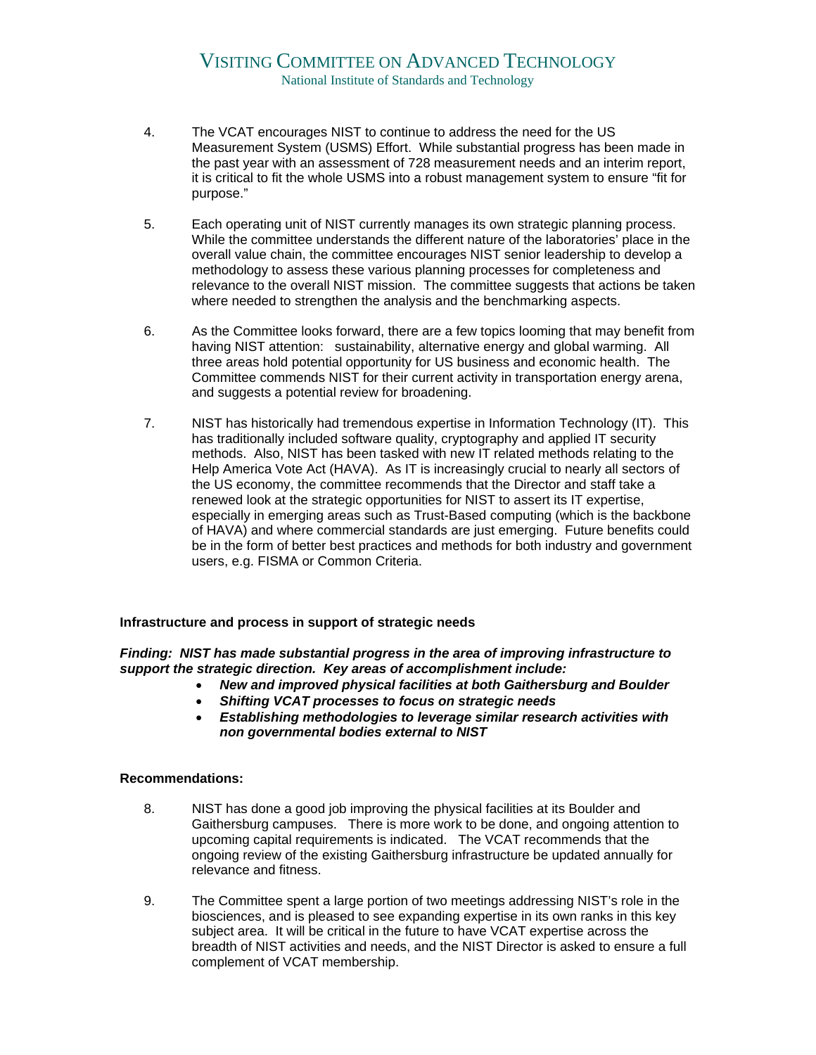4. The VCAT encourages NIST to continue to address the need for the US Measurement System (USMS) Effort. While substantial progress has been made in the past year with an assessment of 728 measurement needs and an interim report, it is critical to fit the whole USMS into a robust management system to ensure "fit for purpose."

5. Each operating unit of NIST currently manages its own strategic planning process. While the committee understands the different nature of the laboratories' place in the overall value chain, the committee encourages NIST senior leadership to develop a methodology to assess these various planning processes for completeness and relevance to the overall NIST mission. The committee suggests that actions be taken where needed to strengthen the analysis and the benchmarking aspects.

6. As the Committee looks forward, there are a few topics looming that may benefit from having NIST attention: sustainability, alternative energy and global warming. All three areas hold potential opportunity for US business and economic health. The Committee commends NIST for their current activity in transportation energy arena, and suggests a potential review for broadening.

7. NIST has historically had tremendous expertise in Information Technology (IT). This has traditionally included software quality, cryptography and applied IT security methods. Also, NIST has been tasked with new IT related methods relating to the Help America Vote Act (HAVA). As IT is increasingly crucial to nearly all sectors of the US economy, the committee recommends that the Director and staff take a renewed look at the strategic opportunities for NIST to assert its IT expertise, especially in emerging areas such as Trust-Based computing (which is the backbone of HAVA) and where commercial standards are just emerging. Future benefits could be in the form of better best practices and methods for both industry and government users, e.g. FISMA or Common Criteria.

**Infrastructure and process in support of strategic needs**

***Finding: NIST has made substantial progress in the area of improving infrastructure to support the strategic direction. Key areas of accomplishment include:***

- ***New and improved physical facilities at both Gaithersburg and Boulder***
- ***Shifting VCAT processes to focus on strategic needs***
- ***Establishing methodologies to leverage similar research activities with non governmental bodies external to NIST***

**Recommendations:**

8. NIST has done a good job improving the physical facilities at its Boulder and Gaithersburg campuses. There is more work to be done, and ongoing attention to upcoming capital requirements is indicated. The VCAT recommends that the ongoing review of the existing Gaithersburg infrastructure be updated annually for relevance and fitness.

9. The Committee spent a large portion of two meetings addressing NIST's role in the biosciences, and is pleased to see expanding expertise in its own ranks in this key subject area. It will be critical in the future to have VCAT expertise across the breadth of NIST activities and needs, and the NIST Director is asked to ensure a full complement of VCAT membership.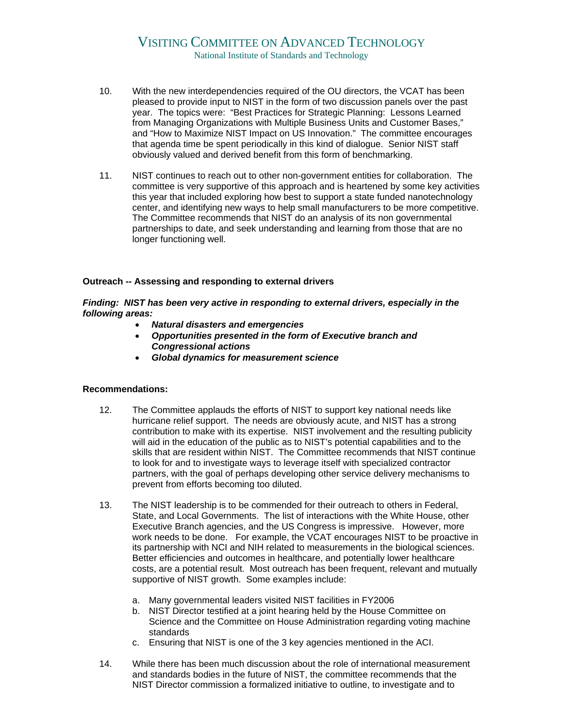10. With the new interdependencies required of the OU directors, the VCAT has been pleased to provide input to NIST in the form of two discussion panels over the past year. The topics were: "Best Practices for Strategic Planning: Lessons Learned from Managing Organizations with Multiple Business Units and Customer Bases," and "How to Maximize NIST Impact on US Innovation." The committee encourages that agenda time be spent periodically in this kind of dialogue. Senior NIST staff obviously valued and derived benefit from this form of benchmarking.

11. NIST continues to reach out to other non-government entities for collaboration. The committee is very supportive of this approach and is heartened by some key activities this year that included exploring how best to support a state funded nanotechnology center, and identifying new ways to help small manufacturers to be more competitive. The Committee recommends that NIST do an analysis of its non governmental partnerships to date, and seek understanding and learning from those that are no longer functioning well.

**Outreach -- Assessing and responding to external drivers**

***Finding: NIST has been very active in responding to external drivers, especially in the following areas:***

- ***Natural disasters and emergencies***
- ***Opportunities presented in the form of Executive branch and Congressional actions***
- ***Global dynamics for measurement science***

**Recommendations:**

12. The Committee applauds the efforts of NIST to support key national needs like hurricane relief support. The needs are obviously acute, and NIST has a strong contribution to make with its expertise. NIST involvement and the resulting publicity will aid in the education of the public as to NIST's potential capabilities and to the skills that are resident within NIST. The Committee recommends that NIST continue to look for and to investigate ways to leverage itself with specialized contractor partners, with the goal of perhaps developing other service delivery mechanisms to prevent from efforts becoming too diluted.

13. The NIST leadership is to be commended for their outreach to others in Federal, State, and Local Governments. The list of interactions with the White House, other Executive Branch agencies, and the US Congress is impressive. However, more work needs to be done. For example, the VCAT encourages NIST to be proactive in its partnership with NCI and NIH related to measurements in the biological sciences. Better efficiencies and outcomes in healthcare, and potentially lower healthcare costs, are a potential result. Most outreach has been frequent, relevant and mutually supportive of NIST growth. Some examples include:

    a. Many governmental leaders visited NIST facilities in FY2006
    b. NIST Director testified at a joint hearing held by the House Committee on Science and the Committee on House Administration regarding voting machine standards
    c. Ensuring that NIST is one of the 3 key agencies mentioned in the ACI.

14. While there has been much discussion about the role of international measurement and standards bodies in the future of NIST, the committee recommends that the NIST Director commission a formalized initiative to outline, to investigate and to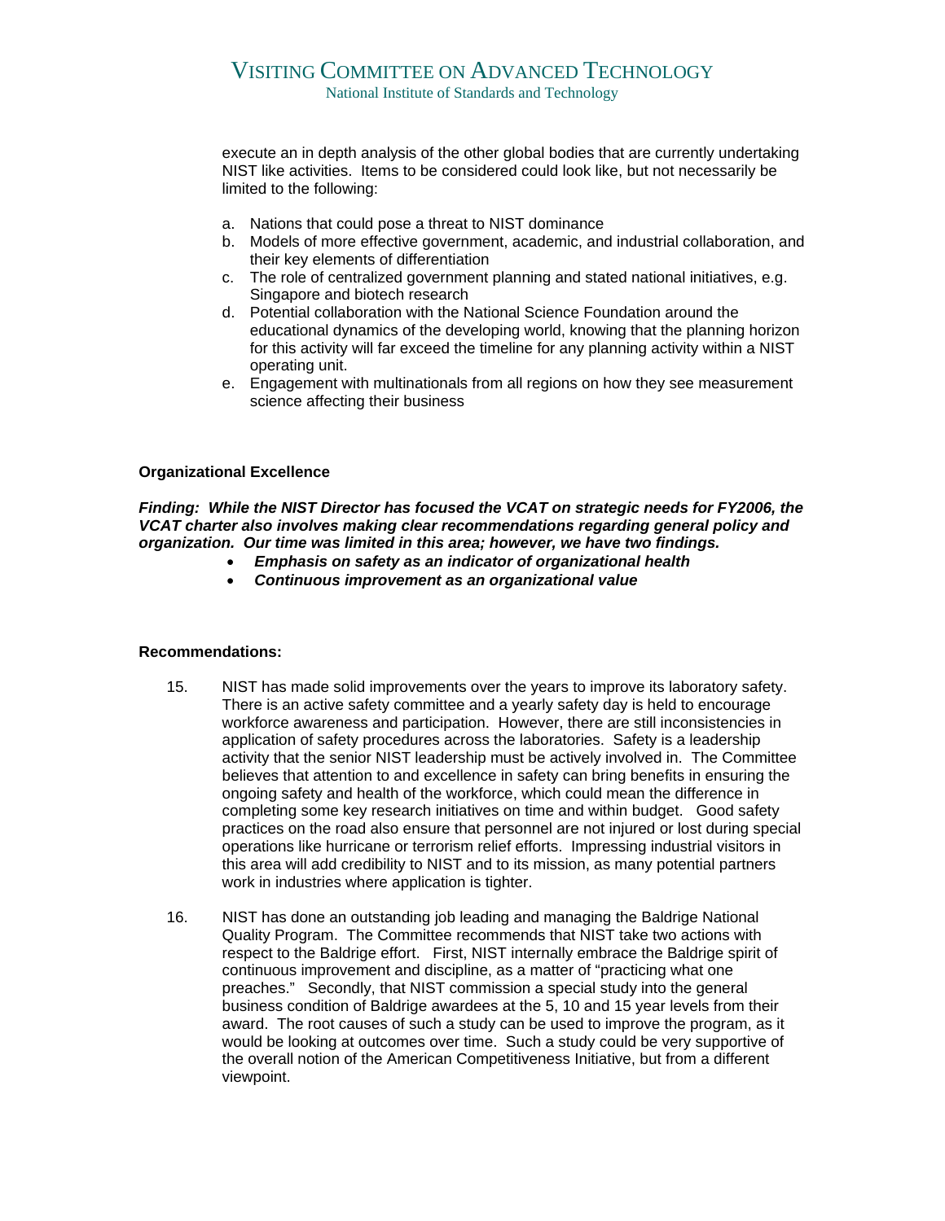execute an in depth analysis of the other global bodies that are currently undertaking NIST like activities. Items to be considered could look like, but not necessarily be limited to the following:

a. Nations that could pose a threat to NIST dominance
b. Models of more effective government, academic, and industrial collaboration, and their key elements of differentiation
c. The role of centralized government planning and stated national initiatives, e.g. Singapore and biotech research
d. Potential collaboration with the National Science Foundation around the educational dynamics of the developing world, knowing that the planning horizon for this activity will far exceed the timeline for any planning activity within a NIST operating unit.
e. Engagement with multinationals from all regions on how they see measurement science affecting their business

**Organizational Excellence**

***Finding: While the NIST Director has focused the VCAT on strategic needs for FY2006, the VCAT charter also involves making clear recommendations regarding general policy and organization. Our time was limited in this area; however, we have two findings.***

- ***Emphasis on safety as an indicator of organizational health***
- ***Continuous improvement as an organizational value***

**Recommendations:**

15. NIST has made solid improvements over the years to improve its laboratory safety. There is an active safety committee and a yearly safety day is held to encourage workforce awareness and participation. However, there are still inconsistencies in application of safety procedures across the laboratories. Safety is a leadership activity that the senior NIST leadership must be actively involved in. The Committee believes that attention to and excellence in safety can bring benefits in ensuring the ongoing safety and health of the workforce, which could mean the difference in completing some key research initiatives on time and within budget. Good safety practices on the road also ensure that personnel are not injured or lost during special operations like hurricane or terrorism relief efforts. Impressing industrial visitors in this area will add credibility to NIST and to its mission, as many potential partners work in industries where application is tighter.

16. NIST has done an outstanding job leading and managing the Baldrige National Quality Program. The Committee recommends that NIST take two actions with respect to the Baldrige effort. First, NIST internally embrace the Baldrige spirit of continuous improvement and discipline, as a matter of "practicing what one preaches." Secondly, that NIST commission a special study into the general business condition of Baldrige awardees at the 5, 10 and 15 year levels from their award. The root causes of such a study can be used to improve the program, as it would be looking at outcomes over time. Such a study could be very supportive of the overall notion of the American Competitiveness Initiative, but from a different viewpoint.